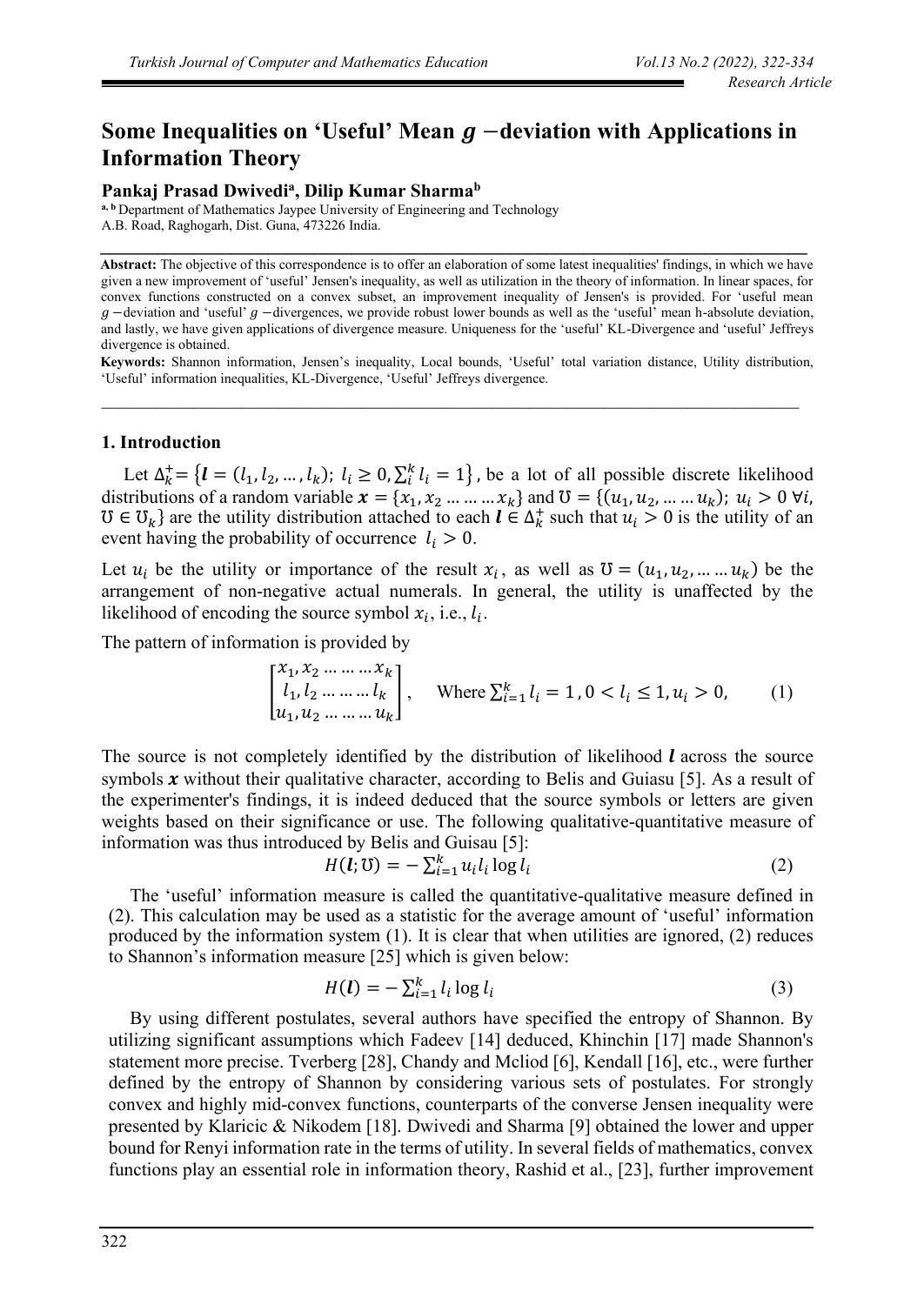Research Article

# Some Inequalities on 'Useful' Mean $g$ −deviation with Applications in Information Theory

**Pankaj Prasad Dwivedi[a], Dilip Kumar Sharma[b]**

[a, b] Department of Mathematics Jaypee University of Engineering and Technology
A.B. Road, Raghogarh, Dist. Guna, 473226 India.

**Abstract:** The objective of this correspondence is to offer an elaboration of some latest inequalities' findings, in which we have given a new improvement of 'useful' Jensen's inequality, as well as utilization in the theory of information. In linear spaces, for convex functions constructed on a convex subset, an improvement inequality of Jensen's is provided. For 'useful mean $g$ −deviation and 'useful' $g$ −divergences, we provide robust lower bounds as well as the 'useful' mean h-absolute deviation, and lastly, we have given applications of divergence measure. Uniqueness for the 'useful' KL-Divergence and 'useful' Jeffreys divergence is obtained.

**Keywords:** Shannon information, Jensen's inequality, Local bounds, 'Useful' total variation distance, Utility distribution, 'Useful' information inequalities, KL-Divergence, 'Useful' Jeffreys divergence.

## 1. Introduction

Let $\Delta_k^+ = \{\boldsymbol{l} = (l_1, l_2, \dots, l_k);\ l_i \geq 0, \sum_i^k l_i = 1\}$, be a lot of all possible discrete likelihood distributions of a random variable $\boldsymbol{x} = \{x_1, x_2 \dots \dots \dots x_k\}$ and $\mho = \{(u_1, u_2, \dots \dots u_k);\ u_i > 0\ \forall i, \mho \in \mho_k\}$ are the utility distribution attached to each $\boldsymbol{l} \in \Delta_k^+$ such that $u_i > 0$ is the utility of an event having the probability of occurrence $l_i > 0$.

Let $u_i$ be the utility or importance of the result $x_i$, as well as $\mho = (u_1, u_2, \dots \dots u_k)$ be the arrangement of non-negative actual numerals. In general, the utility is unaffected by the likelihood of encoding the source symbol $x_i$, i.e., $l_i$.

The pattern of information is provided by

$$\begin{bmatrix} x_1, x_2 \dots \dots \dots x_k \\ l_1, l_2 \dots \dots \dots l_k \\ u_1, u_2 \dots \dots \dots u_k \end{bmatrix}, \quad \text{Where } \sum_{i=1}^k l_i = 1, 0 < l_i \leq 1, u_i > 0, \tag{1}$$

The source is not completely identified by the distribution of likelihood $\boldsymbol{l}$ across the source symbols $\boldsymbol{x}$ without their qualitative character, according to Belis and Guiasu [5]. As a result of the experimenter's findings, it is indeed deduced that the source symbols or letters are given weights based on their significance or use. The following qualitative-quantitative measure of information was thus introduced by Belis and Guisau [5]:

$$H(\boldsymbol{l}; \mho) = -\sum_{i=1}^k u_i l_i \log l_i \tag{2}$$

The 'useful' information measure is called the quantitative-qualitative measure defined in (2). This calculation may be used as a statistic for the average amount of 'useful' information produced by the information system (1). It is clear that when utilities are ignored, (2) reduces to Shannon's information measure [25] which is given below:

$$H(\boldsymbol{l}) = -\sum_{i=1}^k l_i \log l_i \tag{3}$$

By using different postulates, several authors have specified the entropy of Shannon. By utilizing significant assumptions which Fadeev [14] deduced, Khinchin [17] made Shannon's statement more precise. Tverberg [28], Chandy and Mcliod [6], Kendall [16], etc., were further defined by the entropy of Shannon by considering various sets of postulates. For strongly convex and highly mid-convex functions, counterparts of the converse Jensen inequality were presented by Klaricic & Nikodem [18]. Dwivedi and Sharma [9] obtained the lower and upper bound for Renyi information rate in the terms of utility. In several fields of mathematics, convex functions play an essential role in information theory, Rashid et al., [23], further improvement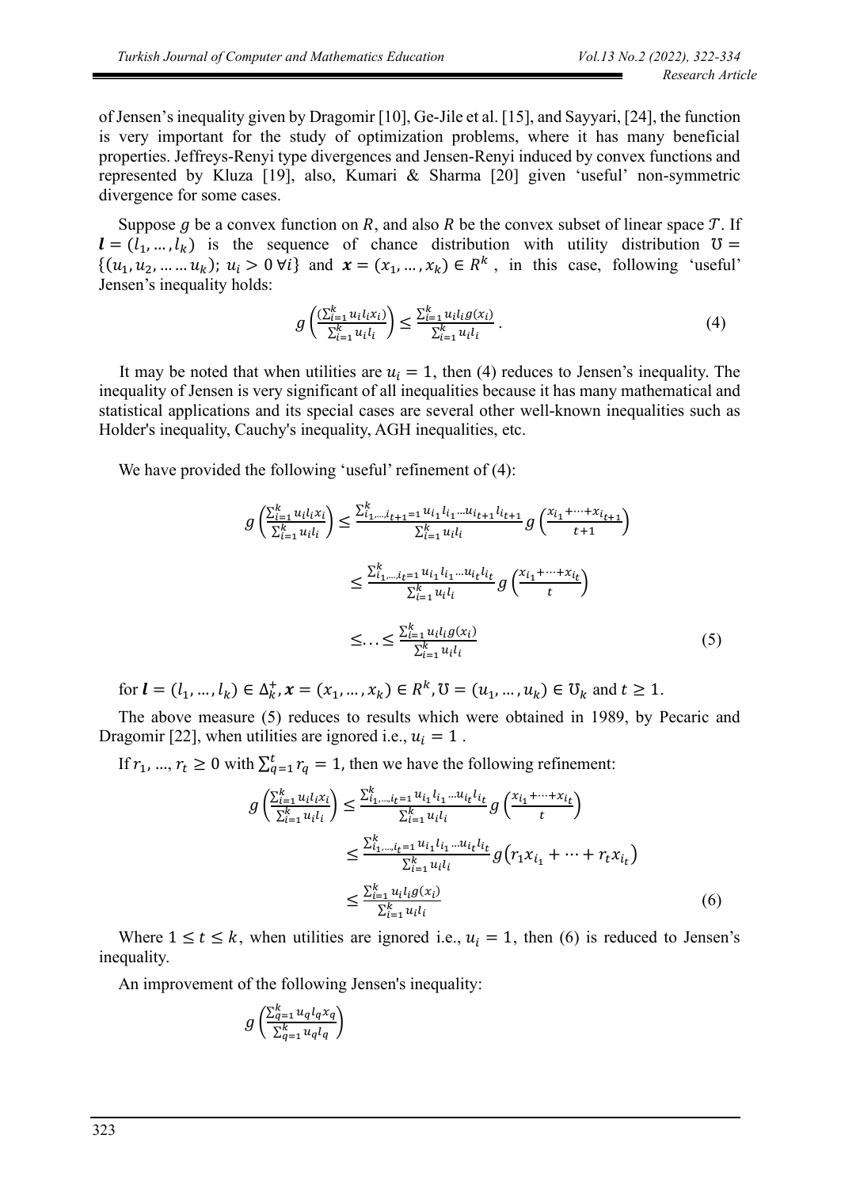of Jensen's inequality given by Dragomir [10], Ge-Jile et al. [15], and Sayyari, [24], the function is very important for the study of optimization problems, where it has many beneficial properties. Jeffreys-Renyi type divergences and Jensen-Renyi induced by convex functions and represented by Kluza [19], also, Kumari & Sharma [20] given 'useful' non-symmetric divergence for some cases.

Suppose $g$ be a convex function on $R$, and also $R$ be the convex subset of linear space $\mathcal{T}$. If $\boldsymbol{l} = (l_1, \dots, l_k)$ is the sequence of chance distribution with utility distribution $\mho = \{(u_1, u_2, \dots \dots u_k);\ u_i > 0\ \forall i\}$ and $\boldsymbol{x} = (x_1, \dots, x_k) \in R^k$, in this case, following 'useful' Jensen's inequality holds:

$$g\left(\frac{(\sum_{i=1}^{k} u_i l_i x_i)}{\sum_{i=1}^{k} u_i l_i}\right) \leq \frac{\sum_{i=1}^{k} u_i l_i g(x_i)}{\sum_{i=1}^{k} u_i l_i}. \tag{4}$$

It may be noted that when utilities are $u_i = 1$, then (4) reduces to Jensen's inequality. The inequality of Jensen is very significant of all inequalities because it has many mathematical and statistical applications and its special cases are several other well-known inequalities such as Holder's inequality, Cauchy's inequality, AGH inequalities, etc.

We have provided the following 'useful' refinement of (4):

$$\begin{aligned} g\left(\frac{\sum_{i=1}^{k} u_i l_i x_i}{\sum_{i=1}^{k} u_i l_i}\right) &\leq \frac{\sum_{i_1,\dots,i_{t+1}=1}^{k} u_{i_1} l_{i_1} \dots u_{i_{t+1}} l_{i_{t+1}}}{\sum_{i=1}^{k} u_i l_i} g\left(\frac{x_{i_1} + \dots + x_{i_{t+1}}}{t+1}\right) \\ &\leq \frac{\sum_{i_1,\dots,i_t=1}^{k} u_{i_1} l_{i_1} \dots u_{i_t} l_{i_t}}{\sum_{i=1}^{k} u_i l_i} g\left(\frac{x_{i_1} + \dots + x_{i_t}}{t}\right) \\ &\leq \dots \leq \frac{\sum_{i=1}^{k} u_i l_i g(x_i)}{\sum_{i=1}^{k} u_i l_i} \end{aligned} \tag{5}$$

for $\boldsymbol{l} = (l_1, \dots, l_k) \in \Delta_k^+, \boldsymbol{x} = (x_1, \dots, x_k) \in R^k, \mho = (u_1, \dots, u_k) \in \mho_k$ and $t \geq 1$.

The above measure (5) reduces to results which were obtained in 1989, by Pecaric and Dragomir [22], when utilities are ignored i.e., $u_i = 1$.

If $r_1, \dots, r_t \geq 0$ with $\sum_{q=1}^{t} r_q = 1$, then we have the following refinement:

$$\begin{aligned} g\left(\frac{\sum_{i=1}^{k} u_i l_i x_i}{\sum_{i=1}^{k} u_i l_i}\right) &\leq \frac{\sum_{i_1,\dots,i_t=1}^{k} u_{i_1} l_{i_1} \dots u_{i_t} l_{i_t}}{\sum_{i=1}^{k} u_i l_i} g\left(\frac{x_{i_1} + \dots + x_{i_t}}{t}\right) \\ &\leq \frac{\sum_{i_1,\dots,i_t=1}^{k} u_{i_1} l_{i_1} \dots u_{i_t} l_{i_t}}{\sum_{i=1}^{k} u_i l_i} g\left(r_1 x_{i_1} + \dots + r_t x_{i_t}\right) \\ &\leq \frac{\sum_{i=1}^{k} u_i l_i g(x_i)}{\sum_{i=1}^{k} u_i l_i} \end{aligned} \tag{6}$$

Where $1 \leq t \leq k$, when utilities are ignored i.e., $u_i = 1$, then (6) is reduced to Jensen's inequality.

An improvement of the following Jensen's inequality:

$$g\left(\frac{\sum_{q=1}^{k} u_q l_q x_q}{\sum_{q=1}^{k} u_q l_q}\right)$$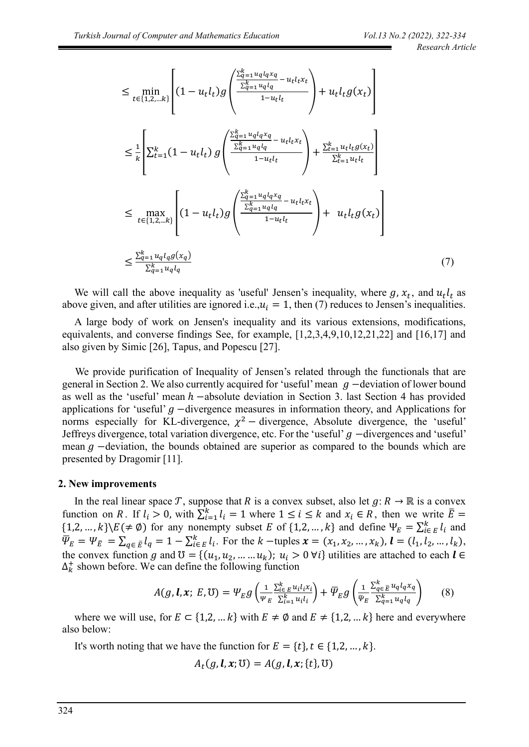$$\leq \min_{t\in\{1,2,\ldots k\}} \left[ (1-u_t l_t) g\left( \frac{\frac{\sum_{q=1}^{k} u_q l_q x_q}{\sum_{q=1}^{k} u_q l_q} - u_t l_t x_t}{1-u_t l_t} \right) + u_t l_t g(x_t) \right]$$

$$\leq \frac{1}{k} \left[ \sum_{t=1}^{k} (1-u_t l_t)\, g\left( \frac{\frac{\sum_{q=1}^{k} u_q l_q x_q}{\sum_{q=1}^{k} u_q l_q} - u_t l_t x_t}{1-u_t l_t} \right) + \frac{\sum_{t=1}^{k} u_t l_t g(x_t)}{\sum_{t=1}^{k} u_t l_t} \right]$$

$$\leq \max_{t\in\{1,2,\ldots k\}} \left[ (1-u_t l_t) g\left( \frac{\frac{\sum_{q=1}^{k} u_q l_q x_q}{\sum_{q=1}^{k} u_q l_q} - u_t l_t x_t}{1-u_t l_t} \right) + u_t l_t g(x_t) \right]$$

$$\leq \frac{\sum_{q=1}^{k} u_q l_q g(x_q)}{\sum_{q=1}^{k} u_q l_q} \tag{7}$$

We will call the above inequality as 'useful' Jensen's inequality, where $g$, $x_t$, and $u_t l_t$ as above given, and after utilities are ignored i.e.,$u_i = 1$, then (7) reduces to Jensen's inequalities.

A large body of work on Jensen's inequality and its various extensions, modifications, equivalents, and converse findings See, for example, [1,2,3,4,9,10,12,21,22] and [16,17] and also given by Simic [26], Tapus, and Popescu [27].

We provide purification of Inequality of Jensen's related through the functionals that are general in Section 2. We also currently acquired for 'useful' mean $g$ −deviation of lower bound as well as the 'useful' mean $h$ −absolute deviation in Section 3. last Section 4 has provided applications for 'useful' $g$ −divergence measures in information theory, and Applications for norms especially for KL-divergence, $\chi^2$ − divergence, Absolute divergence, the 'useful' Jeffreys divergence, total variation divergence, etc. For the 'useful' $g$ −divergences and 'useful' mean $g$ −deviation, the bounds obtained are superior as compared to the bounds which are presented by Dragomir [11].

## 2. New improvements

In the real linear space $\mathcal{T}$, suppose that $R$ is a convex subset, also let $g: R \to \mathbb{R}$ is a convex function on $R$. If $l_i > 0$, with $\sum_{i=1}^{k} l_i = 1$ where $1 \leq i \leq k$ and $x_i \in R$, then we write $\bar{E} = \{1,2,\ldots,k\}\backslash E(\neq \emptyset)$ for any nonempty subset $E$ of $\{1,2,\ldots,k\}$ and define $\Psi_E = \sum_{i\in E}^{k} l_i$ and $\bar{\Psi}_E = \Psi_{\bar{E}} = \sum_{q\in \bar{E}} l_q = 1 - \sum_{i\in E}^{k} l_i$. For the $k$ −tuples $\boldsymbol{x} = (x_1, x_2, \ldots, x_k)$, $\boldsymbol{l} = (l_1, l_2, \ldots, l_k)$, the convex function $g$ and $\mho = \{(u_1, u_2, \ldots \ldots u_k);\ u_i > 0\ \forall i\}$ utilities are attached to each $\boldsymbol{l} \in \Delta_k^+$ shown before. We can define the following function

$$A(g, \boldsymbol{l}, \boldsymbol{x};\ E, \mho) = \Psi_E\, g\left( \frac{1}{\Psi_E} \frac{\sum_{i\in E}^{k} u_i l_i x_i}{\sum_{i=1}^{k} u_i l_i} \right) + \bar{\Psi}_E\, g\left( \frac{1}{\bar{\Psi}_E} \frac{\sum_{q\in \bar{E}}^{k} u_q l_q x_q}{\sum_{q=1}^{k} u_q l_q} \right) \tag{8}$$

where we will use, for $E \subset \{1,2,\ldots k\}$ with $E \neq \emptyset$ and $E \neq \{1,2,\ldots k\}$ here and everywhere also below:

It's worth noting that we have the function for $E = \{t\}, t \in \{1,2,\ldots,k\}$.

$$A_t(g, \boldsymbol{l}, \boldsymbol{x}; \mho) = A(g, \boldsymbol{l}, \boldsymbol{x}; \{t\}, \mho)$$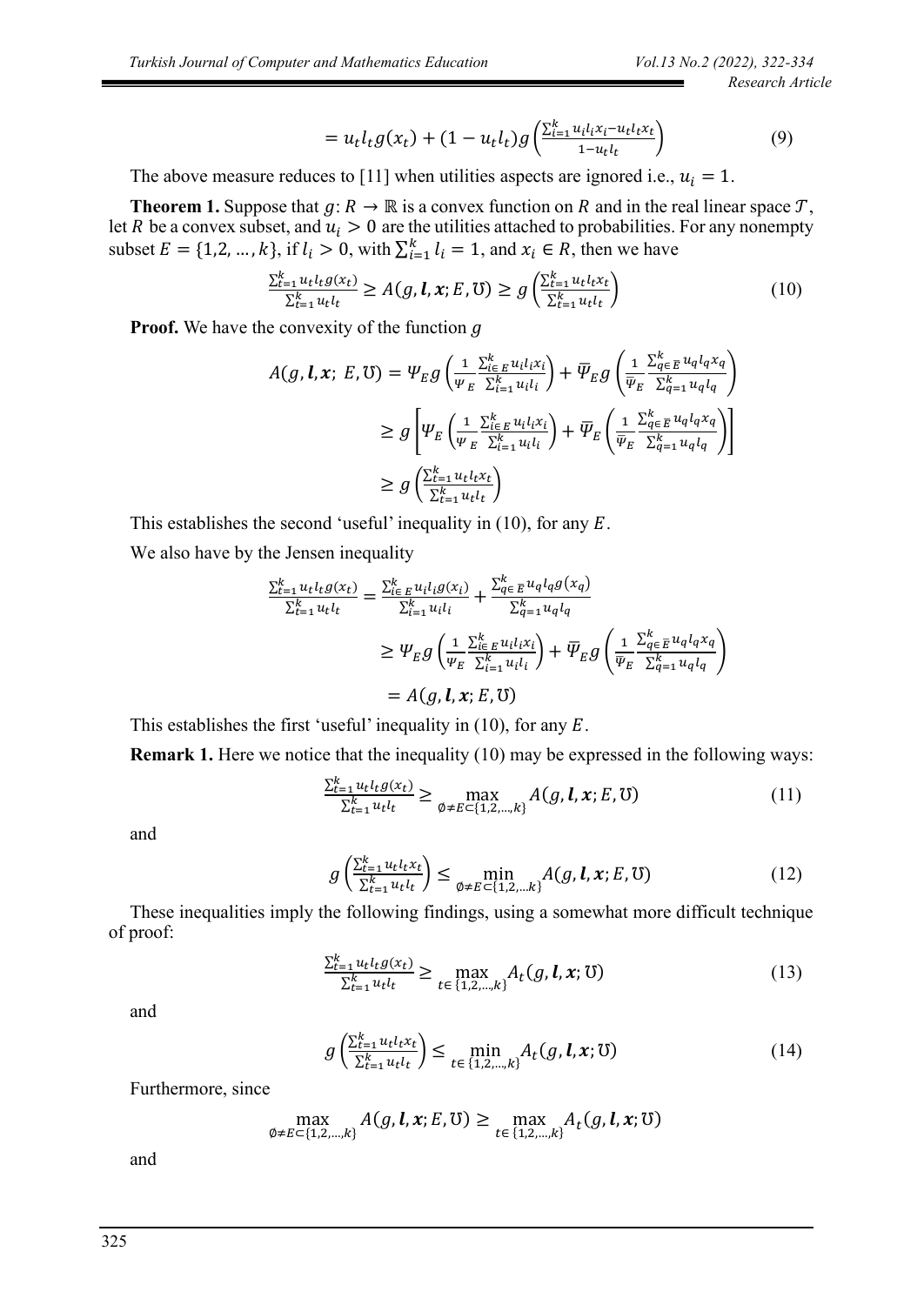$$= u_t l_t g(x_t) + (1 - u_t l_t) g\left(\frac{\sum_{i=1}^{k} u_i l_i x_i - u_t l_t x_t}{1 - u_t l_t}\right) \tag{9}$$

The above measure reduces to [11] when utilities aspects are ignored i.e., $u_i = 1$.

**Theorem 1.** Suppose that $g: R \to \mathbb{R}$ is a convex function on $R$ and in the real linear space $\mathcal{T}$, let $R$ be a convex subset, and $u_i > 0$ are the utilities attached to probabilities. For any nonempty subset $E = \{1,2, \dots, k\}$, if $l_i > 0$, with $\sum_{i=1}^{k} l_i = 1$, and $x_i \in R$, then we have

$$\frac{\sum_{t=1}^{k} u_t l_t g(x_t)}{\sum_{t=1}^{k} u_t l_t} \geq A(g, \boldsymbol{l}, \boldsymbol{x}; E, \mho) \geq g\left(\frac{\sum_{t=1}^{k} u_t l_t x_t}{\sum_{t=1}^{k} u_t l_t}\right) \tag{10}$$

**Proof.** We have the convexity of the function $g$

$$A(g, \boldsymbol{l}, \boldsymbol{x};\ E, \mho) = \Psi_E\, g\left(\frac{1}{\Psi_E} \frac{\sum_{i \in E}^{k} u_i l_i x_i}{\sum_{i=1}^{k} u_i l_i}\right) + \overline{\Psi}_E\, g\left(\frac{1}{\overline{\Psi}_E} \frac{\sum_{q \in \overline{E}}^{k} u_q l_q x_q}{\sum_{q=1}^{k} u_q l_q}\right)$$

$$\geq g\left[\Psi_E \left(\frac{1}{\Psi_E} \frac{\sum_{i \in E}^{k} u_i l_i x_i}{\sum_{i=1}^{k} u_i l_i}\right) + \overline{\Psi}_E \left(\frac{1}{\overline{\Psi}_E} \frac{\sum_{q \in \overline{E}}^{k} u_q l_q x_q}{\sum_{q=1}^{k} u_q l_q}\right)\right]$$

$$\geq g\left(\frac{\sum_{t=1}^{k} u_t l_t x_t}{\sum_{t=1}^{k} u_t l_t}\right)$$

This establishes the second 'useful' inequality in (10), for any $E$.

We also have by the Jensen inequality

$$\frac{\sum_{t=1}^{k} u_t l_t g(x_t)}{\sum_{t=1}^{k} u_t l_t} = \frac{\sum_{i \in E}^{k} u_i l_i g(x_i)}{\sum_{i=1}^{k} u_i l_i} + \frac{\sum_{q \in \overline{E}}^{k} u_q l_q g(x_q)}{\sum_{q=1}^{k} u_q l_q}$$

$$\geq \Psi_E\, g\left(\frac{1}{\Psi_E} \frac{\sum_{i \in E}^{k} u_i l_i x_i}{\sum_{i=1}^{k} u_i l_i}\right) + \overline{\Psi}_E\, g\left(\frac{1}{\overline{\Psi}_E} \frac{\sum_{q \in \overline{E}}^{k} u_q l_q x_q}{\sum_{q=1}^{k} u_q l_q}\right)$$

$$= A(g, \boldsymbol{l}, \boldsymbol{x}; E, \mho)$$

This establishes the first 'useful' inequality in (10), for any $E$.

**Remark 1.** Here we notice that the inequality (10) may be expressed in the following ways:

$$\frac{\sum_{t=1}^{k} u_t l_t g(x_t)}{\sum_{t=1}^{k} u_t l_t} \geq \max_{\emptyset \neq E \subset \{1,2,\dots,k\}} A(g, \boldsymbol{l}, \boldsymbol{x}; E, \mho) \tag{11}$$

and

$$g\left(\frac{\sum_{t=1}^{k} u_t l_t x_t}{\sum_{t=1}^{k} u_t l_t}\right) \leq \min_{\emptyset \neq E \subset \{1,2,\dots k\}} A(g, \boldsymbol{l}, \boldsymbol{x}; E, \mho) \tag{12}$$

These inequalities imply the following findings, using a somewhat more difficult technique of proof:

$$\frac{\sum_{t=1}^{k} u_t l_t g(x_t)}{\sum_{t=1}^{k} u_t l_t} \geq \max_{t \in \{1,2,\dots,k\}} A_t(g, \boldsymbol{l}, \boldsymbol{x}; \mho) \tag{13}$$

and

$$g\left(\frac{\sum_{t=1}^{k} u_t l_t x_t}{\sum_{t=1}^{k} u_t l_t}\right) \leq \min_{t \in \{1,2,\dots,k\}} A_t(g, \boldsymbol{l}, \boldsymbol{x}; \mho) \tag{14}$$

Furthermore, since

$$\max_{\emptyset \neq E \subset \{1,2,\dots,k\}} A(g, \boldsymbol{l}, \boldsymbol{x}; E, \mho) \geq \max_{t \in \{1,2,\dots,k\}} A_t(g, \boldsymbol{l}, \boldsymbol{x}; \mho)$$

and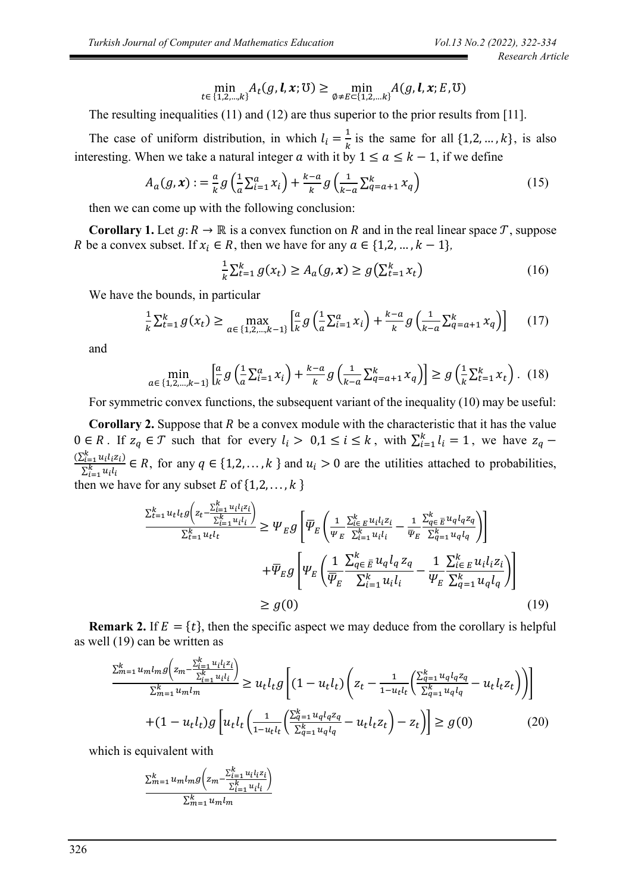$$\min_{t\in\{1,2,\ldots,k\}} A_t(g,\boldsymbol{l},\boldsymbol{x};\mho) \geq \min_{\emptyset\neq E\subset\{1,2,\ldots k\}} A(g,\boldsymbol{l},\boldsymbol{x};E,\mho)$$

The resulting inequalities (11) and (12) are thus superior to the prior results from [11].

The case of uniform distribution, in which $l_i = \frac{1}{k}$ is the same for all $\{1,2,\ldots,k\}$, is also interesting. When we take a natural integer $a$ with it by $1 \leq a \leq k-1$, if we define

$$A_a(g,\boldsymbol{x}) := \frac{a}{k} g\left(\frac{1}{a}\sum_{i=1}^{a} x_i\right) + \frac{k-a}{k} g\left(\frac{1}{k-a}\sum_{q=a+1}^{k} x_q\right) \tag{15}$$

then we can come up with the following conclusion:

**Corollary 1.** Let $g: R \to \mathbb{R}$ is a convex function on $R$ and in the real linear space $\mathcal{T}$, suppose $R$ be a convex subset. If $x_i \in R$, then we have for any $a \in \{1,2,\ldots,k-1\}$,

$$\frac{1}{k}\sum_{t=1}^{k} g(x_t) \geq A_a(g,\boldsymbol{x}) \geq g\left(\sum_{t=1}^{k} x_t\right) \tag{16}$$

We have the bounds, in particular

$$\frac{1}{k}\sum_{t=1}^{k} g(x_t) \geq \max_{a\in\{1,2,\ldots,k-1\}} \left[\frac{a}{k} g\left(\frac{1}{a}\sum_{i=1}^{a} x_i\right) + \frac{k-a}{k} g\left(\frac{1}{k-a}\sum_{q=a+1}^{k} x_q\right)\right] \tag{17}$$

and

$$\min_{a\in\{1,2,\ldots,k-1\}} \left[\frac{a}{k} g\left(\frac{1}{a}\sum_{i=1}^{a} x_i\right) + \frac{k-a}{k} g\left(\frac{1}{k-a}\sum_{q=a+1}^{k} x_q\right)\right] \geq g\left(\frac{1}{k}\sum_{t=1}^{k} x_t\right). \tag{18}$$

For symmetric convex functions, the subsequent variant of the inequality (10) may be useful:

**Corollary 2.** Suppose that $R$ be a convex module with the characteristic that it has the value $0 \in R$. If $z_q \in \mathcal{T}$ such that for every $l_i > 0, 1 \leq i \leq k$, with $\sum_{i=1}^{k} l_i = 1$, we have $z_q - \frac{(\sum_{i=1}^{k} u_i l_i z_i)}{\sum_{i=1}^{k} u_i l_i} \in R$, for any $q \in \{1,2,\ldots,k\}$ and $u_i > 0$ are the utilities attached to probabilities, then we have for any subset $E$ of $\{1,2,\ldots,k\}$

$$\begin{aligned}
\frac{\sum_{t=1}^{k} u_t l_t g\left(z_t - \frac{\sum_{i=1}^{k} u_i l_i z_i}{\sum_{i=1}^{k} u_i l_i}\right)}{\sum_{t=1}^{k} u_t l_t} &\geq \Psi_E g\left[\overline{\Psi}_E\left(\frac{1}{\Psi_E}\frac{\sum_{i\in E}^{k} u_i l_i z_i}{\sum_{i=1}^{k} u_i l_i} - \frac{1}{\overline{\Psi}_E}\frac{\sum_{q\in \bar{E}}^{k} u_q l_q z_q}{\sum_{q=1}^{k} u_q l_q}\right)\right] \\
&\quad + \overline{\Psi}_E g\left[\Psi_E\left(\frac{1}{\overline{\Psi}_E}\frac{\sum_{q\in \bar{E}}^{k} u_q l_q z_q}{\sum_{i=1}^{k} u_i l_i} - \frac{1}{\Psi_E}\frac{\sum_{i\in E}^{k} u_i l_i z_i}{\sum_{q=1}^{k} u_q l_q}\right)\right] \\
&\geq g(0)
\end{aligned} \tag{19}$$

**Remark 2.** If $E = \{t\}$, then the specific aspect we may deduce from the corollary is helpful as well (19) can be written as

$$\begin{aligned}
\frac{\sum_{m=1}^{k} u_m l_m g\left(z_m - \frac{\sum_{i=1}^{k} u_i l_i z_i}{\sum_{i=1}^{k} u_i l_i}\right)}{\sum_{m=1}^{k} u_m l_m} &\geq u_t l_t g\left[(1-u_t l_t)\left(z_t - \frac{1}{1-u_t l_t}\left(\frac{\sum_{q=1}^{k} u_q l_q z_q}{\sum_{q=1}^{k} u_q l_q} - u_t l_t z_t\right)\right)\right] \\
&\quad + (1-u_t l_t) g\left[u_t l_t\left(\frac{1}{1-u_t l_t}\left(\frac{\sum_{q=1}^{k} u_q l_q z_q}{\sum_{q=1}^{k} u_q l_q} - u_t l_t z_t\right) - z_t\right)\right] \geq g(0)
\end{aligned} \tag{20}$$

which is equivalent with

$$\frac{\sum_{m=1}^{k} u_m l_m g\left(z_m - \frac{\sum_{i=1}^{k} u_i l_i z_i}{\sum_{i=1}^{k} u_i l_i}\right)}{\sum_{m=1}^{k} u_m l_m}$$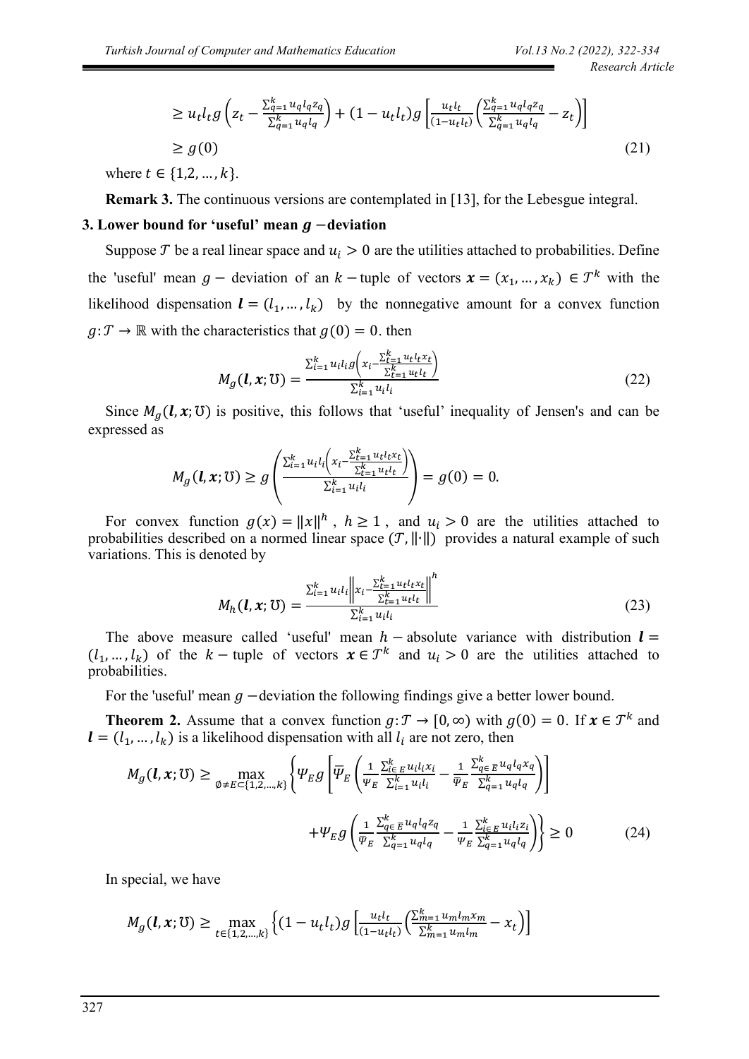$$\geq u_t l_t g\left(z_t - \frac{\sum_{q=1}^{k} u_q l_q z_q}{\sum_{q=1}^{k} u_q l_q}\right) + (1 - u_t l_t) g\left[\frac{u_t l_t}{(1-u_t l_t)}\left(\frac{\sum_{q=1}^{k} u_q l_q z_q}{\sum_{q=1}^{k} u_q l_q} - z_t\right)\right]$$

$$\geq g(0) \tag{21}$$

where $t \in \{1,2,\ldots,k\}$.

**Remark 3.** The continuous versions are contemplated in [13], for the Lebesgue integral.

## 3. Lower bound for 'useful' mean $g$ −deviation

Suppose $\mathcal{T}$ be a real linear space and $u_i > 0$ are the utilities attached to probabilities. Define the 'useful' mean $g-$ deviation of an $k-$tuple of vectors $\boldsymbol{x} = (x_1, \ldots, x_k) \in \mathcal{T}^k$ with the likelihood dispensation $\boldsymbol{l} = (l_1, \ldots, l_k)$ by the nonnegative amount for a convex function $g: \mathcal{T} \to \mathbb{R}$ with the characteristics that $g(0) = 0$. then

$$M_g(\boldsymbol{l}, \boldsymbol{x}; \mho) = \frac{\sum_{i=1}^{k} u_i l_i g\left(x_i - \frac{\sum_{t=1}^{k} u_t l_t x_t}{\sum_{t=1}^{k} u_t l_t}\right)}{\sum_{i=1}^{k} u_i l_i} \tag{22}$$

Since $M_g(\boldsymbol{l}, \boldsymbol{x}; \mho)$ is positive, this follows that 'useful' inequality of Jensen's and can be expressed as

$$M_g(\boldsymbol{l}, \boldsymbol{x}; \mho) \geq g\left(\frac{\sum_{i=1}^{k} u_i l_i \left(x_i - \frac{\sum_{t=1}^{k} u_t l_t x_t}{\sum_{t=1}^{k} u_t l_t}\right)}{\sum_{i=1}^{k} u_i l_i}\right) = g(0) = 0.$$

For convex function $g(x) = \|x\|^h$, $h \geq 1$, and $u_i > 0$ are the utilities attached to probabilities described on a normed linear space $(\mathcal{T}, \|\cdot\|)$ provides a natural example of such variations. This is denoted by

$$M_h(\boldsymbol{l}, \boldsymbol{x}; \mho) = \frac{\sum_{i=1}^{k} u_i l_i \left\|x_i - \frac{\sum_{t=1}^{k} u_t l_t x_t}{\sum_{t=1}^{k} u_t l_t}\right\|^h}{\sum_{i=1}^{k} u_i l_i} \tag{23}$$

The above measure called 'useful' mean $h-$absolute variance with distribution $\boldsymbol{l} = (l_1, \ldots, l_k)$ of the $k-$tuple of vectors $\boldsymbol{x} \in \mathcal{T}^k$ and $u_i > 0$ are the utilities attached to probabilities.

For the 'useful' mean $g$ −deviation the following findings give a better lower bound.

**Theorem 2.** Assume that a convex function $g: \mathcal{T} \to [0, \infty)$ with $g(0) = 0$. If $\boldsymbol{x} \in \mathcal{T}^k$ and $\boldsymbol{l} = (l_1, \ldots, l_k)$ is a likelihood dispensation with all $l_i$ are not zero, then

$$M_g(\boldsymbol{l}, \boldsymbol{x}; \mho) \geq \max_{\emptyset \neq E \subset \{1,2,\ldots,k\}} \left\{ \Psi_E g\left[\bar{\Psi}_E \left(\frac{1}{\Psi_E} \frac{\sum_{i \in E}^{k} u_i l_i x_i}{\sum_{i=1}^{k} u_i l_i} - \frac{1}{\bar{\Psi}_E} \frac{\sum_{q \in \bar{E}}^{k} u_q l_q x_q}{\sum_{q=1}^{k} u_q l_q}\right)\right] \right.$$

$$\left. + \Psi_E g\left(\frac{1}{\bar{\Psi}_E} \frac{\sum_{q \in \bar{E}}^{k} u_q l_q z_q}{\sum_{q=1}^{k} u_q l_q} - \frac{1}{\Psi_E} \frac{\sum_{i \in E}^{k} u_i l_i z_i}{\sum_{q=1}^{k} u_q l_q}\right) \right\} \geq 0 \tag{24}$$

In special, we have

$$M_g(\boldsymbol{l}, \boldsymbol{x}; \mho) \geq \max_{t \in \{1,2,\ldots,k\}} \left\{ (1 - u_t l_t) g\left[\frac{u_t l_t}{(1-u_t l_t)}\left(\frac{\sum_{m=1}^{k} u_m l_m x_m}{\sum_{m=1}^{k} u_m l_m} - x_t\right)\right] \right.$$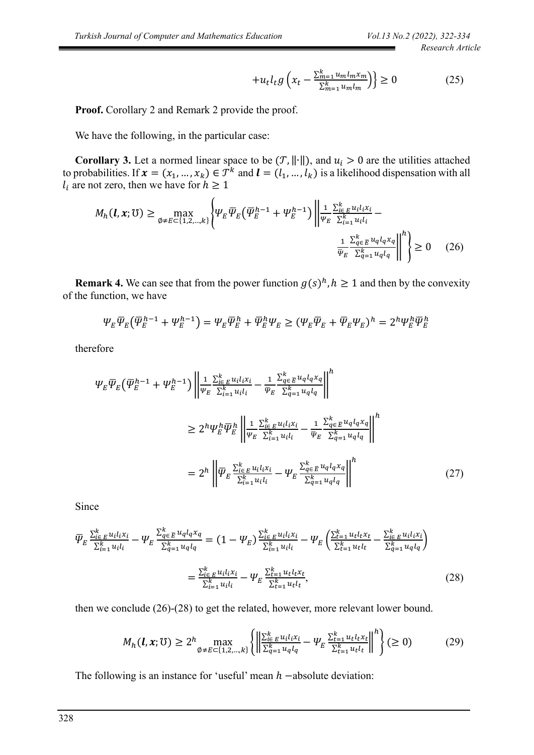$$+u_t l_t g\left(x_t - \frac{\sum_{m=1}^{k} u_m l_m x_m}{\sum_{m=1}^{k} u_m l_m}\right)\Bigg\} \geq 0 \qquad (25)$$

**Proof.** Corollary 2 and Remark 2 provide the proof.

We have the following, in the particular case:

**Corollary 3.** Let a normed linear space to be $(\mathcal{T}, \|\cdot\|)$, and $u_i > 0$ are the utilities attached to probabilities. If $\boldsymbol{x} = (x_1, \dots, x_k) \in \mathcal{T}^k$ and $\boldsymbol{l} = (l_1, \dots, l_k)$ is a likelihood dispensation with all $l_i$ are not zero, then we have for $h \geq 1$

$$M_h(\boldsymbol{l}, \boldsymbol{x}; \mho) \geq \max_{\emptyset \neq E \subset \{1,2,\dots,k\}} \left\{ \Psi_E \overline{\Psi}_E \left( \overline{\Psi}_E^{h-1} + \Psi_E^{h-1} \right) \left\| \frac{1}{\Psi_E} \frac{\sum_{i \in E}^{k} u_i l_i x_i}{\sum_{i=1}^{k} u_i l_i} - \frac{1}{\overline{\Psi}_E} \frac{\sum_{q \in \overline{E}}^{k} u_q l_q x_q}{\sum_{q=1}^{k} u_q l_q} \right\|^h \right\} \geq 0 \qquad (26)$$

**Remark 4.** We can see that from the power function $g(s)^h, h \geq 1$ and then by the convexity of the function, we have

$$\Psi_E \overline{\Psi}_E \left( \overline{\Psi}_E^{h-1} + \Psi_E^{h-1} \right) = \Psi_E \overline{\Psi}_E^h + \overline{\Psi}_E^h \Psi_E \geq \left( \Psi_E \overline{\Psi}_E + \overline{\Psi}_E \Psi_E \right)^h = 2^h \Psi_E^h \overline{\Psi}_E^h$$

therefore

$$\begin{aligned}
\Psi_E \overline{\Psi}_E \left( \overline{\Psi}_E^{h-1} + \Psi_E^{h-1} \right) & \left\| \frac{1}{\Psi_E} \frac{\sum_{i \in E}^{k} u_i l_i x_i}{\sum_{i=1}^{k} u_i l_i} - \frac{1}{\overline{\Psi}_E} \frac{\sum_{q \in \overline{E}}^{k} u_q l_q x_q}{\sum_{q=1}^{k} u_q l_q} \right\|^h \\
& \geq 2^h \Psi_E^h \overline{\Psi}_E^h \left\| \frac{1}{\Psi_E} \frac{\sum_{i \in E}^{k} u_i l_i x_i}{\sum_{i=1}^{k} u_i l_i} - \frac{1}{\overline{\Psi}_E} \frac{\sum_{q \in \overline{E}}^{k} u_q l_q x_q}{\sum_{q=1}^{k} u_q l_q} \right\|^h \\
& = 2^h \left\| \overline{\Psi}_E \frac{\sum_{i \in E}^{k} u_i l_i x_i}{\sum_{i=1}^{k} u_i l_i} - \Psi_E \frac{\sum_{q \in \overline{E}}^{k} u_q l_q x_q}{\sum_{q=1}^{k} u_q l_q} \right\|^h \qquad (27)
\end{aligned}$$

Since

$$\begin{aligned}
\overline{\Psi}_E \frac{\sum_{i \in E}^{k} u_i l_i x_i}{\sum_{i=1}^{k} u_i l_i} - \Psi_E \frac{\sum_{q \in \overline{E}}^{k} u_q l_q x_q}{\sum_{q=1}^{k} u_q l_q} &= (1 - \Psi_E) \frac{\sum_{i \in E}^{k} u_i l_i x_i}{\sum_{i=1}^{k} u_i l_i} - \Psi_E \left( \frac{\sum_{t=1}^{k} u_t l_t x_t}{\sum_{t=1}^{k} u_t l_t} - \frac{\sum_{i \in E}^{k} u_i l_i x_i}{\sum_{q=1}^{k} u_q l_q} \right) \\
&= \frac{\sum_{i \in E}^{k} u_i l_i x_i}{\sum_{i=1}^{k} u_i l_i} - \Psi_E \frac{\sum_{t=1}^{k} u_t l_t x_t}{\sum_{t=1}^{k} u_t l_t}, \qquad (28)
\end{aligned}$$

then we conclude (26)-(28) to get the related, however, more relevant lower bound.

$$M_h(\boldsymbol{l}, \boldsymbol{x}; \mho) \geq 2^h \max_{\emptyset \neq E \subset \{1,2,\dots,k\}} \left\{ \left\| \frac{\sum_{i \in E}^{k} u_i l_i x_i}{\sum_{q=1}^{k} u_q l_q} - \Psi_E \frac{\sum_{t=1}^{k} u_t l_t x_t}{\sum_{t=1}^{k} u_t l_t} \right\|^h \right\} (\geq 0) \qquad (29)$$

The following is an instance for 'useful' mean $h$ −absolute deviation: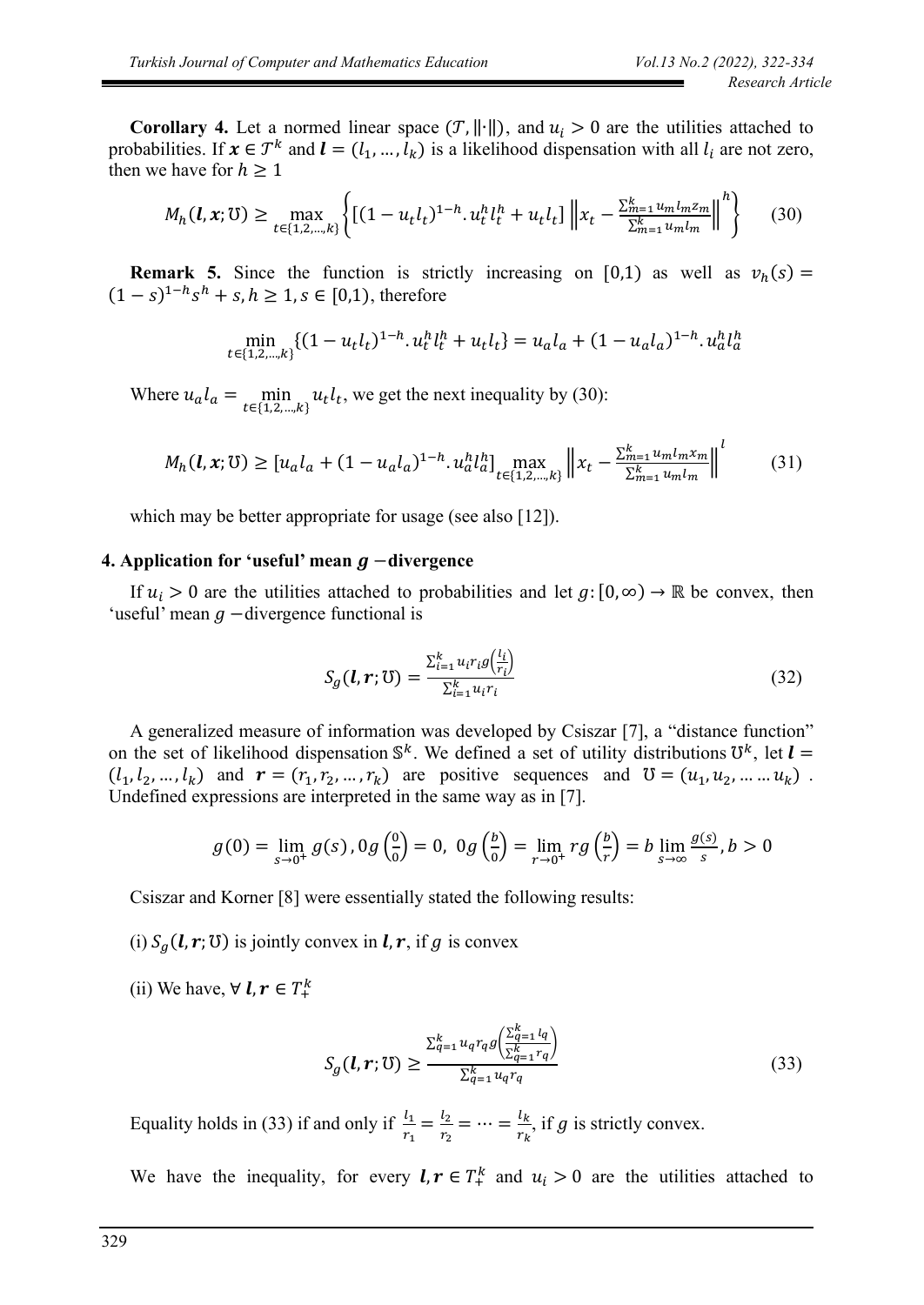**Corollary 4.** Let a normed linear space $(\mathcal{T}, \|\cdot\|)$, and $u_i > 0$ are the utilities attached to probabilities. If $\boldsymbol{x} \in \mathcal{T}^k$ and $\boldsymbol{l} = (l_1, \dots, l_k)$ is a likelihood dispensation with all $l_i$ are not zero, then we have for $h \geq 1$

$$M_h(\boldsymbol{l}, \boldsymbol{x}; \mho) \geq \max_{t \in \{1,2,\dots,k\}} \left\{ \left[ (1 - u_t l_t)^{1-h} . u_t^h l_t^h + u_t l_t \right] \left\| x_t - \frac{\sum_{m=1}^k u_m l_m z_m}{\sum_{m=1}^k u_m l_m} \right\|^h \right\} \tag{30}$$

**Remark 5.** Since the function is strictly increasing on $[0,1)$ as well as $v_h(s) = (1-s)^{1-h} s^h + s, h \geq 1, s \in [0,1)$, therefore

$$\min_{t \in \{1,2,\dots,k\}} \{ (1 - u_t l_t)^{1-h} . u_t^h l_t^h + u_t l_t \} = u_a l_a + (1 - u_a l_a)^{1-h} . u_a^h l_a^h$$

Where $u_a l_a = \min_{t \in \{1,2,\dots,k\}} u_t l_t$, we get the next inequality by (30):

$$M_h(\boldsymbol{l}, \boldsymbol{x}; \mho) \geq \left[ u_a l_a + (1 - u_a l_a)^{1-h} . u_a^h l_a^h \right] \max_{t \in \{1,2,\dots,k\}} \left\| x_t - \frac{\sum_{m=1}^k u_m l_m x_m}{\sum_{m=1}^k u_m l_m} \right\|^l \tag{31}$$

which may be better appropriate for usage (see also [12]).

## 4. Application for 'useful' mean $g$ −divergence

If $u_i > 0$ are the utilities attached to probabilities and let $g: [0, \infty) \to \mathbb{R}$ be convex, then 'useful' mean $g$ −divergence functional is

$$S_g(\boldsymbol{l}, \boldsymbol{r}; \mho) = \frac{\sum_{i=1}^k u_i r_i g\left(\frac{l_i}{r_i}\right)}{\sum_{i=1}^k u_i r_i} \tag{32}$$

A generalized measure of information was developed by Csiszar [7], a "distance function" on the set of likelihood dispensation $\mathbb{S}^k$. We defined a set of utility distributions $\mho^k$, let $\boldsymbol{l} = (l_1, l_2, \dots, l_k)$ and $\boldsymbol{r} = (r_1, r_2, \dots, r_k)$ are positive sequences and $\mho = (u_1, u_2, \dots \dots u_k)$. Undefined expressions are interpreted in the same way as in [7].

$$g(0) = \lim_{s \to 0^+} g(s), 0g\left(\frac{0}{0}\right) = 0,\ 0g\left(\frac{b}{0}\right) = \lim_{r \to 0^+} rg\left(\frac{b}{r}\right) = b \lim_{s \to \infty} \frac{g(s)}{s}, b > 0$$

Csiszar and Korner [8] were essentially stated the following results:

(i) $S_g(\boldsymbol{l}, \boldsymbol{r}; \mho)$ is jointly convex in $\boldsymbol{l}, \boldsymbol{r}$, if $g$ is convex

(ii) We have, $\forall\ \boldsymbol{l}, \boldsymbol{r} \in T_+^k$

$$S_g(\boldsymbol{l}, \boldsymbol{r}; \mho) \geq \frac{\sum_{q=1}^k u_q r_q g\left(\frac{\sum_{q=1}^k l_q}{\sum_{q=1}^k r_q}\right)}{\sum_{q=1}^k u_q r_q} \tag{33}$$

Equality holds in (33) if and only if $\frac{l_1}{r_1} = \frac{l_2}{r_2} = \dots = \frac{l_k}{r_k}$, if $g$ is strictly convex.

We have the inequality, for every $\boldsymbol{l}, \boldsymbol{r} \in T_+^k$ and $u_i > 0$ are the utilities attached to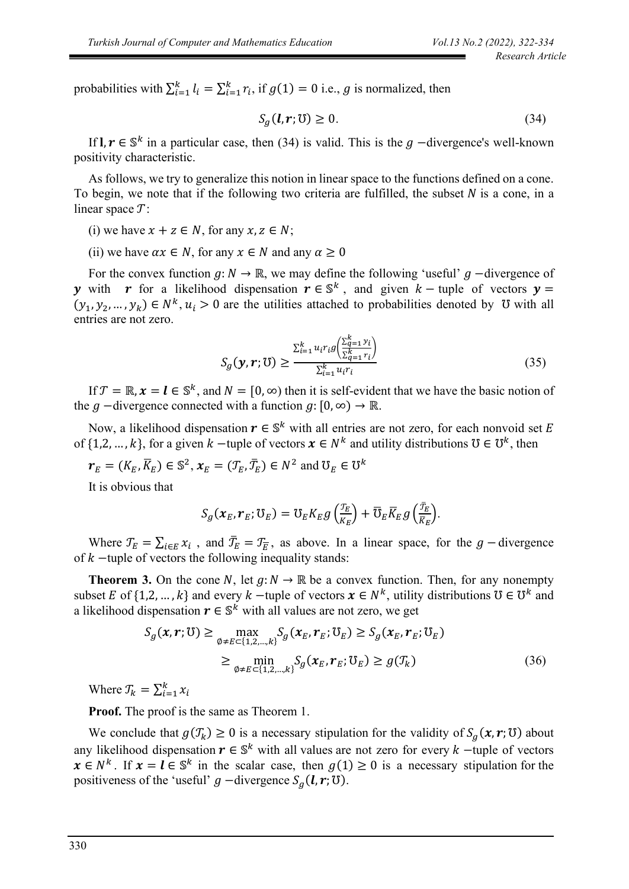probabilities with $\sum_{i=1}^{k} l_i = \sum_{i=1}^{k} r_i$, if $g(1) = 0$ i.e., $g$ is normalized, then

$$S_g(\boldsymbol{l}, \boldsymbol{r}; \mho) \geq 0. \tag{34}$$

If $\mathbf{l}, \boldsymbol{r} \in \mathbb{S}^k$ in a particular case, then (34) is valid. This is the $g$ −divergence's well-known positivity characteristic.

As follows, we try to generalize this notion in linear space to the functions defined on a cone. To begin, we note that if the following two criteria are fulfilled, the subset $N$ is a cone, in a linear space $\mathcal{T}$:

(i) we have $x + z \in N$, for any $x, z \in N$;

(ii) we have $\alpha x \in N$, for any $x \in N$ and any $\alpha \geq 0$

For the convex function $g: N \to \mathbb{R}$, we may define the following 'useful' $g$ −divergence of $\boldsymbol{y}$ with $\boldsymbol{r}$ for a likelihood dispensation $\boldsymbol{r} \in \mathbb{S}^k$, and given $k-$ tuple of vectors $\boldsymbol{y} = (y_1, y_2, \ldots, y_k) \in N^k, u_i > 0$ are the utilities attached to probabilities denoted by $\mho$ with all entries are not zero.

$$S_g(\boldsymbol{y}, \boldsymbol{r}; \mho) \geq \frac{\sum_{i=1}^{k} u_i r_i g\left(\frac{\sum_{q=1}^{k} y_i}{\sum_{q=1}^{k} r_i}\right)}{\sum_{i=1}^{k} u_i r_i} \tag{35}$$

If $\mathcal{T} = \mathbb{R}, \boldsymbol{x} = \boldsymbol{l} \in \mathbb{S}^k$, and $N = [0, \infty)$ then it is self-evident that we have the basic notion of the $g$ −divergence connected with a function $g: [0, \infty) \to \mathbb{R}$.

Now, a likelihood dispensation $\boldsymbol{r} \in \mathbb{S}^k$ with all entries are not zero, for each nonvoid set $E$ of $\{1, 2, \ldots, k\}$, for a given $k$ −tuple of vectors $\boldsymbol{x} \in N^k$ and utility distributions $\mho \in \mho^k$, then

$\boldsymbol{r}_E = (K_E, \bar{K}_E) \in \mathbb{S}^2$, $\boldsymbol{x}_E = (\mathcal{T}_E, \bar{\mathcal{T}}_E) \in N^2$ and $\mho_E \in \mho^k$

It is obvious that

$$S_g(\boldsymbol{x}_E, \boldsymbol{r}_E; \mho_E) = \mho_E K_E g\left(\frac{\mathcal{T}_E}{K_E}\right) + \bar{\mho}_E \bar{K}_E g\left(\frac{\bar{\mathcal{T}}_E}{\bar{K}_E}\right).$$

Where $\mathcal{T}_E = \sum_{i \in E} x_i$, and $\bar{\mathcal{T}}_E = \mathcal{T}_{\bar{E}}$, as above. In a linear space, for the $g$ − divergence of $k$ −tuple of vectors the following inequality stands:

**Theorem 3.** On the cone $N$, let $g: N \to \mathbb{R}$ be a convex function. Then, for any nonempty subset $E$ of $\{1, 2, \ldots, k\}$ and every $k$ −tuple of vectors $\boldsymbol{x} \in N^k$, utility distributions $\mho \in \mho^k$ and a likelihood dispensation $\boldsymbol{r} \in \mathbb{S}^k$ with all values are not zero, we get

$$\begin{aligned} S_g(\boldsymbol{x}, \boldsymbol{r}; \mho) &\geq \max_{\emptyset \neq E \subset \{1,2,\ldots,k\}} S_g(\boldsymbol{x}_E, \boldsymbol{r}_E; \mho_E) \geq S_g(\boldsymbol{x}_E, \boldsymbol{r}_E; \mho_E) \\ &\geq \min_{\emptyset \neq E \subset \{1,2,\ldots,k\}} S_g(\boldsymbol{x}_E, \boldsymbol{r}_E; \mho_E) \geq g(\mathcal{T}_k) \end{aligned} \tag{36}$$

Where $\mathcal{T}_k = \sum_{i=1}^{k} x_i$

**Proof.** The proof is the same as Theorem 1.

We conclude that $g(\mathcal{T}_k) \geq 0$ is a necessary stipulation for the validity of $S_g(\boldsymbol{x}, \boldsymbol{r}; \mho)$ about any likelihood dispensation $\boldsymbol{r} \in \mathbb{S}^k$ with all values are not zero for every $k$ −tuple of vectors $\boldsymbol{x} \in N^k$. If $\boldsymbol{x} = \boldsymbol{l} \in \mathbb{S}^k$ in the scalar case, then $g(1) \geq 0$ is a necessary stipulation for the positiveness of the 'useful' $g$ −divergence $S_g(\boldsymbol{l}, \boldsymbol{r}; \mho)$.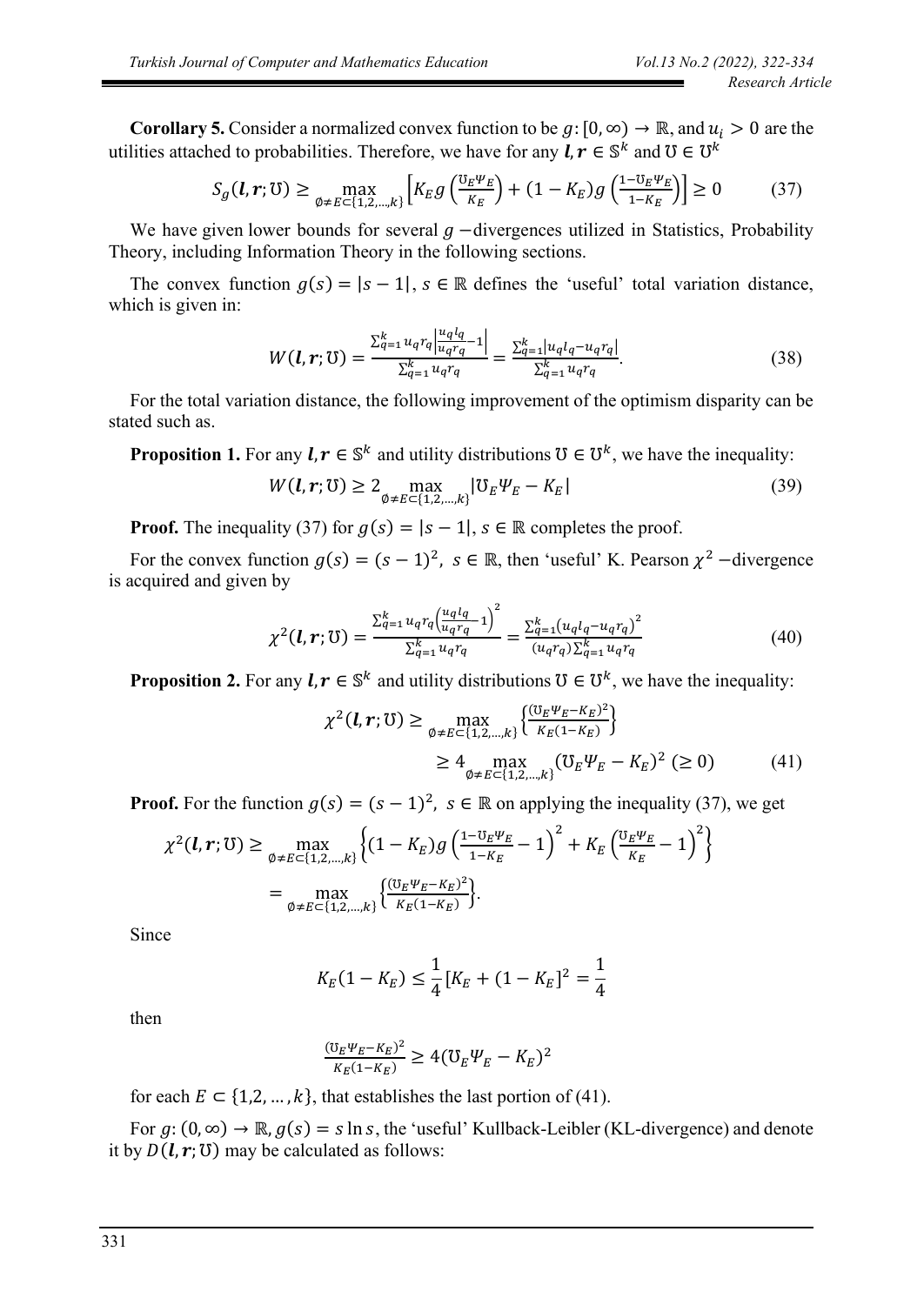**Corollary 5.** Consider a normalized convex function to be $g: [0, \infty) \to \mathbb{R}$, and $u_i > 0$ are the utilities attached to probabilities. Therefore, we have for any $\boldsymbol{l}, \boldsymbol{r} \in \mathbb{S}^k$ and $\mho \in \mho^k$

$$S_g(\boldsymbol{l}, \boldsymbol{r}; \mho) \geq \max_{\emptyset \neq E \subset \{1,2,\ldots,k\}} \left[ K_E g\left(\frac{\mho_E \Psi_E}{K_E}\right) + (1 - K_E) g\left(\frac{1 - \mho_E \Psi_E}{1 - K_E}\right) \right] \geq 0 \qquad (37)$$

We have given lower bounds for several $g$ −divergences utilized in Statistics, Probability Theory, including Information Theory in the following sections.

The convex function $g(s) = |s - 1|$, $s \in \mathbb{R}$ defines the 'useful' total variation distance, which is given in:

$$W(\boldsymbol{l}, \boldsymbol{r}; \mho) = \frac{\sum_{q=1}^{k} u_q r_q \left| \frac{u_q l_q}{u_q r_q} - 1 \right|}{\sum_{q=1}^{k} u_q r_q} = \frac{\sum_{q=1}^{k} |u_q l_q - u_q r_q|}{\sum_{q=1}^{k} u_q r_q}. \qquad (38)$$

For the total variation distance, the following improvement of the optimism disparity can be stated such as.

**Proposition 1.** For any $\boldsymbol{l}, \boldsymbol{r} \in \mathbb{S}^k$ and utility distributions $\mho \in \mho^k$, we have the inequality:

$$W(\boldsymbol{l}, \boldsymbol{r}; \mho) \geq 2 \max_{\emptyset \neq E \subset \{1,2,\ldots,k\}} |\mho_E \Psi_E - K_E| \qquad (39)$$

**Proof.** The inequality (37) for $g(s) = |s - 1|$, $s \in \mathbb{R}$ completes the proof.

For the convex function $g(s) = (s - 1)^2$, $s \in \mathbb{R}$, then 'useful' K. Pearson $\chi^2$ −divergence is acquired and given by

$$\chi^2(\boldsymbol{l}, \boldsymbol{r}; \mho) = \frac{\sum_{q=1}^{k} u_q r_q \left( \frac{u_q l_q}{u_q r_q} - 1 \right)^2}{\sum_{q=1}^{k} u_q r_q} = \frac{\sum_{q=1}^{k} (u_q l_q - u_q r_q)^2}{(u_q r_q) \sum_{q=1}^{k} u_q r_q} \qquad (40)$$

**Proposition 2.** For any $\boldsymbol{l}, \boldsymbol{r} \in \mathbb{S}^k$ and utility distributions $\mho \in \mho^k$, we have the inequality:

$$\chi^2(\boldsymbol{l}, \boldsymbol{r}; \mho) \geq \max_{\emptyset \neq E \subset \{1,2,\ldots,k\}} \left\{ \frac{(\mho_E \Psi_E - K_E)^2}{K_E (1 - K_E)} \right\}$$
$$\geq 4 \max_{\emptyset \neq E \subset \{1,2,\ldots,k\}} (\mho_E \Psi_E - K_E)^2 \ (\geq 0) \qquad (41)$$

**Proof.** For the function $g(s) = (s - 1)^2$, $s \in \mathbb{R}$ on applying the inequality (37), we get

$$\chi^2(\boldsymbol{l}, \boldsymbol{r}; \mho) \geq \max_{\emptyset \neq E \subset \{1,2,\ldots,k\}} \left\{ (1 - K_E) g\left(\frac{1 - \mho_E \Psi_E}{1 - K_E} - 1\right)^2 + K_E \left(\frac{\mho_E \Psi_E}{K_E} - 1\right)^2 \right\}$$
$$= \max_{\emptyset \neq E \subset \{1,2,\ldots,k\}} \left\{ \frac{(\mho_E \Psi_E - K_E)^2}{K_E (1 - K_E)} \right\}.$$

Since

$$K_E (1 - K_E) \leq \frac{1}{4} [K_E + (1 - K_E]^2 = \frac{1}{4}$$

then

$$\frac{(\mho_E \Psi_E - K_E)^2}{K_E (1 - K_E)} \geq 4 (\mho_E \Psi_E - K_E)^2$$

for each $E \subset \{1,2, \ldots, k\}$, that establishes the last portion of (41).

For $g: (0, \infty) \to \mathbb{R}$, $g(s) = s \ln s$, the 'useful' Kullback-Leibler (KL-divergence) and denote it by $D(\boldsymbol{l}, \boldsymbol{r}; \mho)$ may be calculated as follows: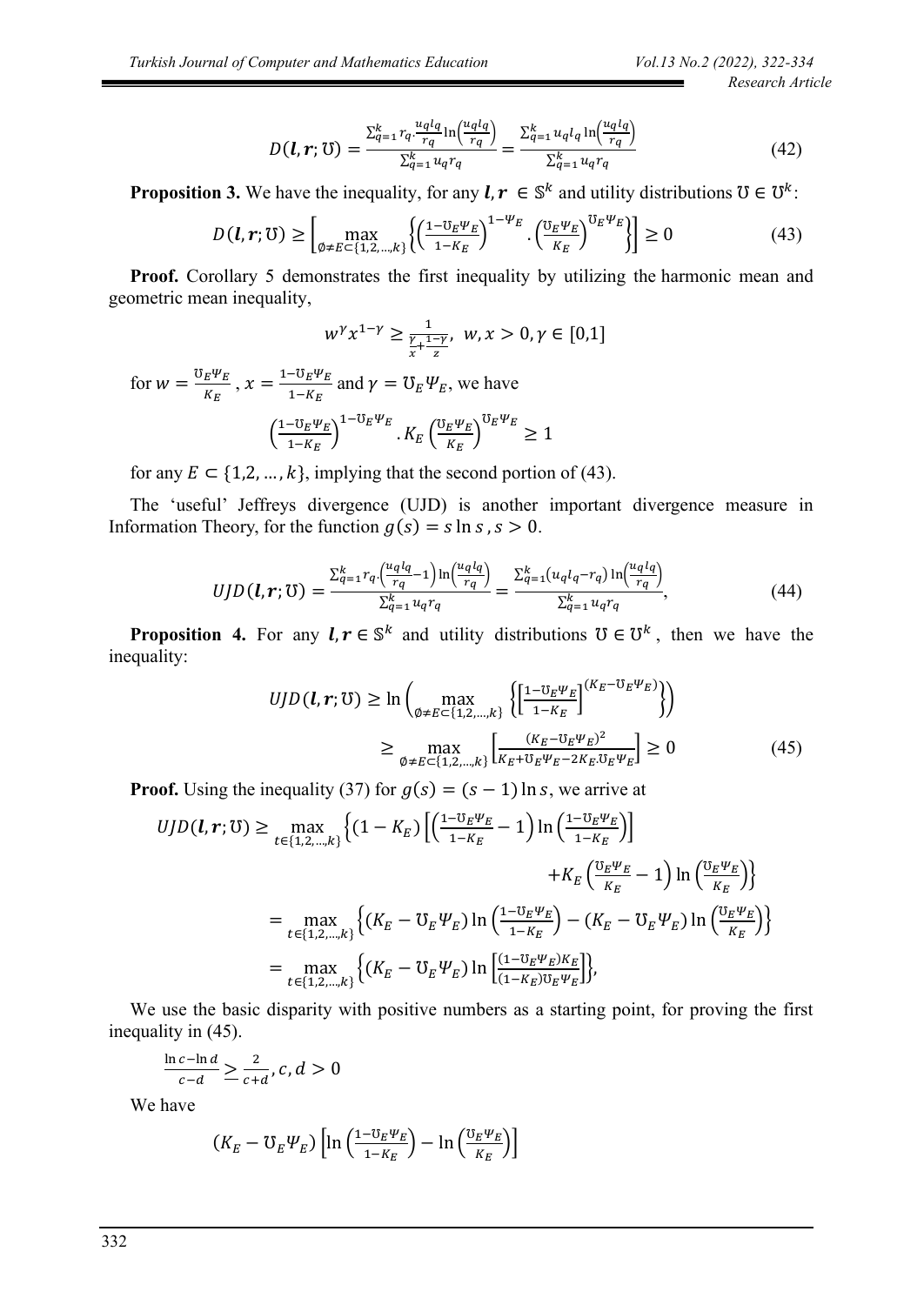$$D(\boldsymbol{l},\boldsymbol{r};\mho) = \frac{\sum_{q=1}^{k} r_q \cdot \frac{u_q l_q}{r_q} \ln\left(\frac{u_q l_q}{r_q}\right)}{\sum_{q=1}^{k} u_q r_q} = \frac{\sum_{q=1}^{k} u_q l_q \ln\left(\frac{u_q l_q}{r_q}\right)}{\sum_{q=1}^{k} u_q r_q} \tag{42}$$

**Proposition 3.** We have the inequality, for any $\boldsymbol{l},\boldsymbol{r} \in \mathbb{S}^k$ and utility distributions $\mho \in \mho^k$:

$$D(\boldsymbol{l},\boldsymbol{r};\mho) \geq \left[\max_{\emptyset \neq E \subset \{1,2,\ldots,k\}} \left\{ \left(\frac{1-\mho_E \Psi_E}{1-K_E}\right)^{1-\Psi_E} \cdot \left(\frac{\mho_E \Psi_E}{K_E}\right)^{\mho_E \Psi_E} \right\}\right] \geq 0 \tag{43}$$

**Proof.** Corollary 5 demonstrates the first inequality by utilizing the harmonic mean and geometric mean inequality,

$$w^{\gamma} x^{1-\gamma} \geq \frac{1}{\frac{\gamma}{x} + \frac{1-\gamma}{z}}, \; w,x > 0, \gamma \in [0,1]$$

for $w = \frac{\mho_E \Psi_E}{K_E}$, $x = \frac{1-\mho_E \Psi_E}{1-K_E}$ and $\gamma = \mho_E \Psi_E$, we have

$$\left(\frac{1-\mho_E \Psi_E}{1-K_E}\right)^{1-\mho_E \Psi_E} . K_E \left(\frac{\mho_E \Psi_E}{K_E}\right)^{\mho_E \Psi_E} \geq 1$$

for any $E \subset \{1,2,\ldots,k\}$, implying that the second portion of (43).

The 'useful' Jeffreys divergence (UJD) is another important divergence measure in Information Theory, for the function $g(s) = s \ln s$, $s > 0$.

$$UJD(\boldsymbol{l},\boldsymbol{r};\mho) = \frac{\sum_{q=1}^{k} r_q \cdot \left(\frac{u_q l_q}{r_q} - 1\right) \ln\left(\frac{u_q l_q}{r_q}\right)}{\sum_{q=1}^{k} u_q r_q} = \frac{\sum_{q=1}^{k} (u_q l_q - r_q) \ln\left(\frac{u_q l_q}{r_q}\right)}{\sum_{q=1}^{k} u_q r_q}, \tag{44}$$

**Proposition 4.** For any $\boldsymbol{l},\boldsymbol{r} \in \mathbb{S}^k$ and utility distributions $\mho \in \mho^k$, then we have the inequality:

$$\begin{aligned} UJD(\boldsymbol{l},\boldsymbol{r};\mho) &\geq \ln\left(\max_{\emptyset \neq E \subset \{1,2,\ldots,k\}} \left\{ \left[\frac{1-\mho_E \Psi_E}{1-K_E}\right]^{(K_E - \mho_E \Psi_E)} \right\}\right) \\ &\geq \max_{\emptyset \neq E \subset \{1,2,\ldots,k\}} \left[\frac{(K_E - \mho_E \Psi_E)^2}{K_E + \mho_E \Psi_E - 2K_E . \mho_E \Psi_E}\right] \geq 0 \end{aligned} \tag{45}$$

**Proof.** Using the inequality (37) for $g(s) = (s-1)\ln s$, we arrive at

$$\begin{aligned} UJD(\boldsymbol{l},\boldsymbol{r};\mho) &\geq \max_{t \in \{1,2,\ldots,k\}} \left\{ (1-K_E)\left[\left(\frac{1-\mho_E \Psi_E}{1-K_E} - 1\right) \ln\left(\frac{1-\mho_E \Psi_E}{1-K_E}\right)\right] \right. \\ &\qquad \left. + K_E \left(\frac{\mho_E \Psi_E}{K_E} - 1\right) \ln\left(\frac{\mho_E \Psi_E}{K_E}\right) \right\} \\ &= \max_{t \in \{1,2,\ldots,k\}} \left\{ (K_E - \mho_E \Psi_E) \ln\left(\frac{1-\mho_E \Psi_E}{1-K_E}\right) - (K_E - \mho_E \Psi_E) \ln\left(\frac{\mho_E \Psi_E}{K_E}\right) \right\} \\ &= \max_{t \in \{1,2,\ldots,k\}} \left\{ (K_E - \mho_E \Psi_E) \ln\left[\frac{(1-\mho_E \Psi_E) K_E}{(1-K_E) \mho_E \Psi_E}\right] \right\}, \end{aligned}$$

We use the basic disparity with positive numbers as a starting point, for proving the first inequality in (45).

$$\frac{\ln c - \ln d}{c - d} \geq \frac{2}{c+d}, c, d > 0$$

We have

$$(K_E - \mho_E \Psi_E)\left[\ln\left(\frac{1-\mho_E \Psi_E}{1-K_E}\right) - \ln\left(\frac{\mho_E \Psi_E}{K_E}\right)\right]$$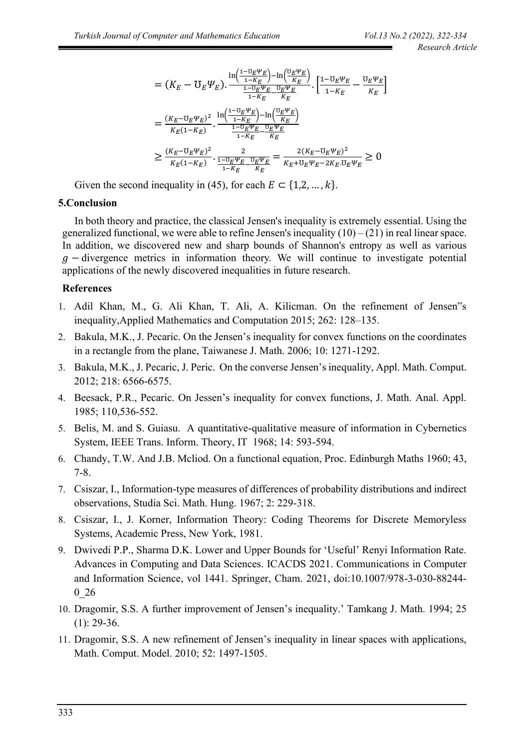$$= (K_E - \mho_E \Psi_E) \cdot \frac{\ln\left(\frac{1-\mho_E \Psi_E}{1-K_E}\right) - \ln\left(\frac{\mho_E \Psi_E}{K_E}\right)}{\frac{1-\mho_E \Psi_E}{1-K_E} - \frac{\mho_E \Psi_E}{K_E}} \cdot \left[\frac{1-\mho_E \Psi_E}{1-K_E} - \frac{\mho_E \Psi_E}{K_E}\right]$$

$$= \frac{(K_E - \mho_E \Psi_E)^2}{K_E(1-K_E)} \cdot \frac{\ln\left(\frac{1-\mho_E \Psi_E}{1-K_E}\right) - \ln\left(\frac{\mho_E \Psi_E}{K_E}\right)}{\frac{1-\mho_E \Psi_E}{1-K_E} - \frac{\mho_E \Psi_E}{K_E}}$$

$$\geq \frac{(K_E - \mho_E \Psi_E)^2}{K_E(1-K_E)} \cdot \frac{2}{\frac{1-\mho_E \Psi_E}{1-K_E} - \frac{\mho_E \Psi_E}{K_E}} = \frac{2(K_E - \mho_E \Psi_E)^2}{K_E + \mho_E \Psi_E - 2K_E . \mho_E \Psi_E} \geq 0$$

Given the second inequality in (45), for each $E \subset \{1,2,\dots,k\}$.

## 5.Conclusion

In both theory and practice, the classical Jensen's inequality is extremely essential. Using the generalized functional, we were able to refine Jensen's inequality (10) – (21) in real linear space. In addition, we discovered new and sharp bounds of Shannon's entropy as well as various $g-$divergence metrics in information theory. We will continue to investigate potential applications of the newly discovered inequalities in future research.

## References

1. Adil Khan, M., G. Ali Khan, T. Ali, A. Kilicman. On the refinement of Jensen‟s inequality,Applied Mathematics and Computation 2015; 262: 128–135.
2. Bakula, M.K., J. Pecaric. On the Jensen's inequality for convex functions on the coordinates in a rectangle from the plane, Taiwanese J. Math. 2006; 10: 1271-1292.
3. Bakula, M.K., J. Pecaric, J. Peric. On the converse Jensen's inequality, Appl. Math. Comput. 2012; 218: 6566-6575.
4. Beesack, P.R., Pecaric. On Jessen's inequality for convex functions, J. Math. Anal. Appl. 1985; 110,536-552.
5. Belis, M. and S. Guiasu. A quantitative-qualitative measure of information in Cybernetics System, IEEE Trans. Inform. Theory, IT 1968; 14: 593-594.
6. Chandy, T.W. And J.B. Mcliod. On a functional equation, Proc. Edinburgh Maths 1960; 43, 7-8.
7. Csiszar, I., Information-type measures of differences of probability distributions and indirect observations, Studia Sci. Math. Hung. 1967; 2: 229-318.
8. Csiszar, I., J. Korner, Information Theory: Coding Theorems for Discrete Memoryless Systems, Academic Press, New York, 1981.
9. Dwivedi P.P., Sharma D.K. Lower and Upper Bounds for 'Useful' Renyi Information Rate. Advances in Computing and Data Sciences. ICACDS 2021. Communications in Computer and Information Science, vol 1441. Springer, Cham. 2021, doi:10.1007/978-3-030-88244-0_26
10. Dragomir, S.S. A further improvement of Jensen's inequality.' Tamkang J. Math. 1994; 25 (1): 29-36.
11. Dragomir, S.S. A new refinement of Jensen's inequality in linear spaces with applications, Math. Comput. Model. 2010; 52: 1497-1505.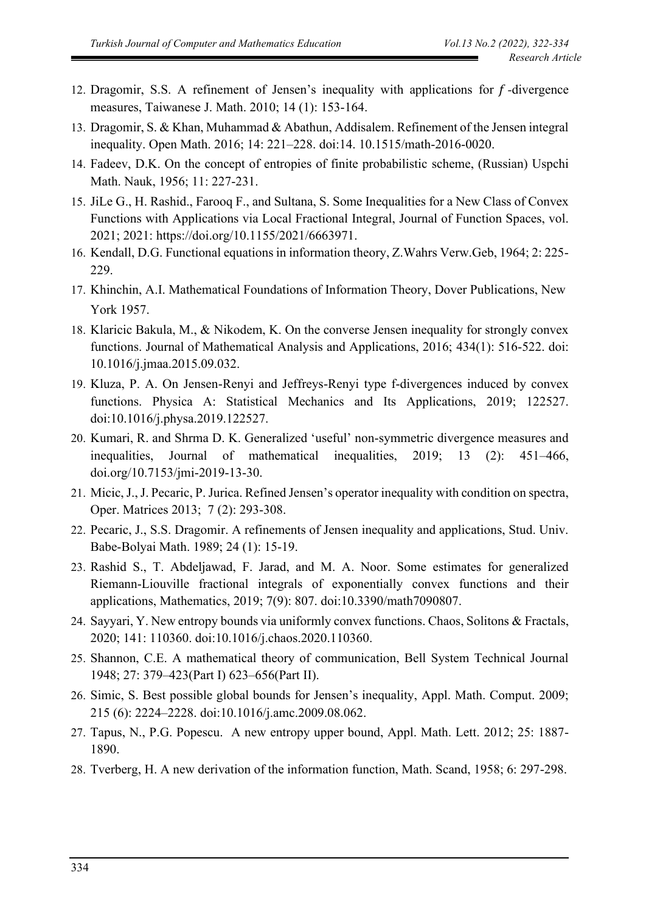12. Dragomir, S.S. A refinement of Jensen's inequality with applications for $f$-divergence measures, Taiwanese J. Math. 2010; 14 (1): 153-164.
13. Dragomir, S. & Khan, Muhammad & Abathun, Addisalem. Refinement of the Jensen integral inequality. Open Math. 2016; 14: 221–228. doi:14. 10.1515/math-2016-0020.
14. Fadeev, D.K. On the concept of entropies of finite probabilistic scheme, (Russian) Uspchi Math. Nauk, 1956; 11: 227-231.
15. JiLe G., H. Rashid., Farooq F., and Sultana, S. Some Inequalities for a New Class of Convex Functions with Applications via Local Fractional Integral, Journal of Function Spaces, vol. 2021; 2021: https://doi.org/10.1155/2021/6663971.
16. Kendall, D.G. Functional equations in information theory, Z.Wahrs Verw.Geb, 1964; 2: 225-229.
17. Khinchin, A.I. Mathematical Foundations of Information Theory, Dover Publications, New York 1957.
18. Klaricic Bakula, M., & Nikodem, K. On the converse Jensen inequality for strongly convex functions. Journal of Mathematical Analysis and Applications, 2016; 434(1): 516-522. doi: 10.1016/j.jmaa.2015.09.032.
19. Kluza, P. A. On Jensen-Renyi and Jeffreys-Renyi type f-divergences induced by convex functions. Physica A: Statistical Mechanics and Its Applications, 2019; 122527. doi:10.1016/j.physa.2019.122527.
20. Kumari, R. and Shrma D. K. Generalized 'useful' non-symmetric divergence measures and inequalities, Journal of mathematical inequalities, 2019; 13 (2): 451–466, doi.org/10.7153/jmi-2019-13-30.
21. Micic, J., J. Pecaric, P. Jurica. Refined Jensen's operator inequality with condition on spectra, Oper. Matrices 2013; 7 (2): 293-308.
22. Pecaric, J., S.S. Dragomir. A refinements of Jensen inequality and applications, Stud. Univ. Babe-Bolyai Math. 1989; 24 (1): 15-19.
23. Rashid S., T. Abdeljawad, F. Jarad, and M. A. Noor. Some estimates for generalized Riemann-Liouville fractional integrals of exponentially convex functions and their applications, Mathematics, 2019; 7(9): 807. doi:10.3390/math7090807.
24. Sayyari, Y. New entropy bounds via uniformly convex functions. Chaos, Solitons & Fractals, 2020; 141: 110360. doi:10.1016/j.chaos.2020.110360.
25. Shannon, C.E. A mathematical theory of communication, Bell System Technical Journal 1948; 27: 379–423(Part I) 623–656(Part II).
26. Simic, S. Best possible global bounds for Jensen's inequality, Appl. Math. Comput. 2009; 215 (6): 2224–2228. doi:10.1016/j.amc.2009.08.062.
27. Tapus, N., P.G. Popescu. A new entropy upper bound, Appl. Math. Lett. 2012; 25: 1887-1890.
28. Tverberg, H. A new derivation of the information function, Math. Scand, 1958; 6: 297-298.